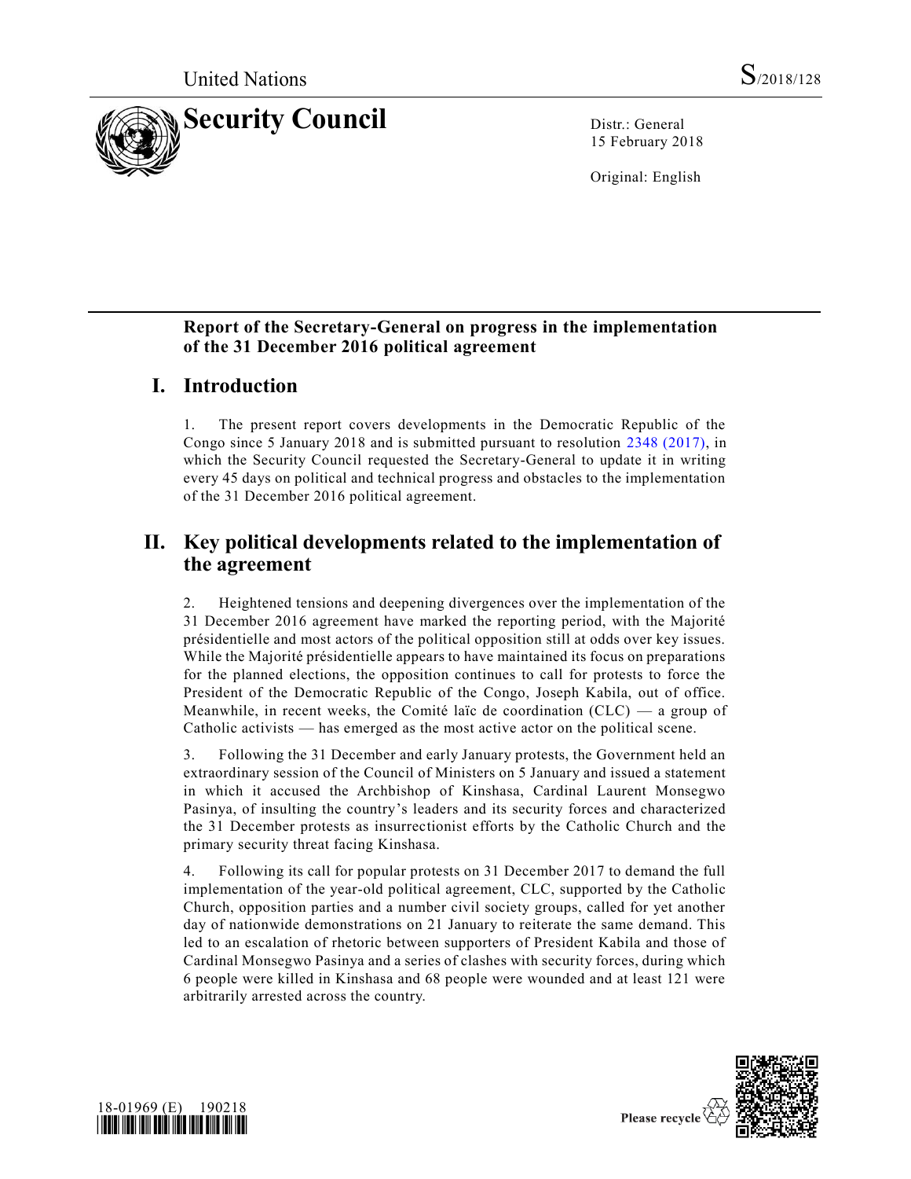United Nations S/2018/128

# Security Council

Distr.: General
15 February 2018

Original: English

## Report of the Secretary-General on progress in the implementation of the 31 December 2016 political agreement

## I. Introduction

1. The present report covers developments in the Democratic Republic of the Congo since 5 January 2018 and is submitted pursuant to resolution 2348 (2017), in which the Security Council requested the Secretary-General to update it in writing every 45 days on political and technical progress and obstacles to the implementation of the 31 December 2016 political agreement.

## II. Key political developments related to the implementation of the agreement

2. Heightened tensions and deepening divergences over the implementation of the 31 December 2016 agreement have marked the reporting period, with the Majorité présidentielle and most actors of the political opposition still at odds over key issues. While the Majorité présidentielle appears to have maintained its focus on preparations for the planned elections, the opposition continues to call for protests to force the President of the Democratic Republic of the Congo, Joseph Kabila, out of office. Meanwhile, in recent weeks, the Comité laïc de coordination (CLC) — a group of Catholic activists — has emerged as the most active actor on the political scene.

3. Following the 31 December and early January protests, the Government held an extraordinary session of the Council of Ministers on 5 January and issued a statement in which it accused the Archbishop of Kinshasa, Cardinal Laurent Monsegwo Pasinya, of insulting the country's leaders and its security forces and characterized the 31 December protests as insurrectionist efforts by the Catholic Church and the primary security threat facing Kinshasa.

4. Following its call for popular protests on 31 December 2017 to demand the full implementation of the year-old political agreement, CLC, supported by the Catholic Church, opposition parties and a number civil society groups, called for yet another day of nationwide demonstrations on 21 January to reiterate the same demand. This led to an escalation of rhetoric between supporters of President Kabila and those of Cardinal Monsegwo Pasinya and a series of clashes with security forces, during which 6 people were killed in Kinshasa and 68 people were wounded and at least 121 were arbitrarily arrested across the country.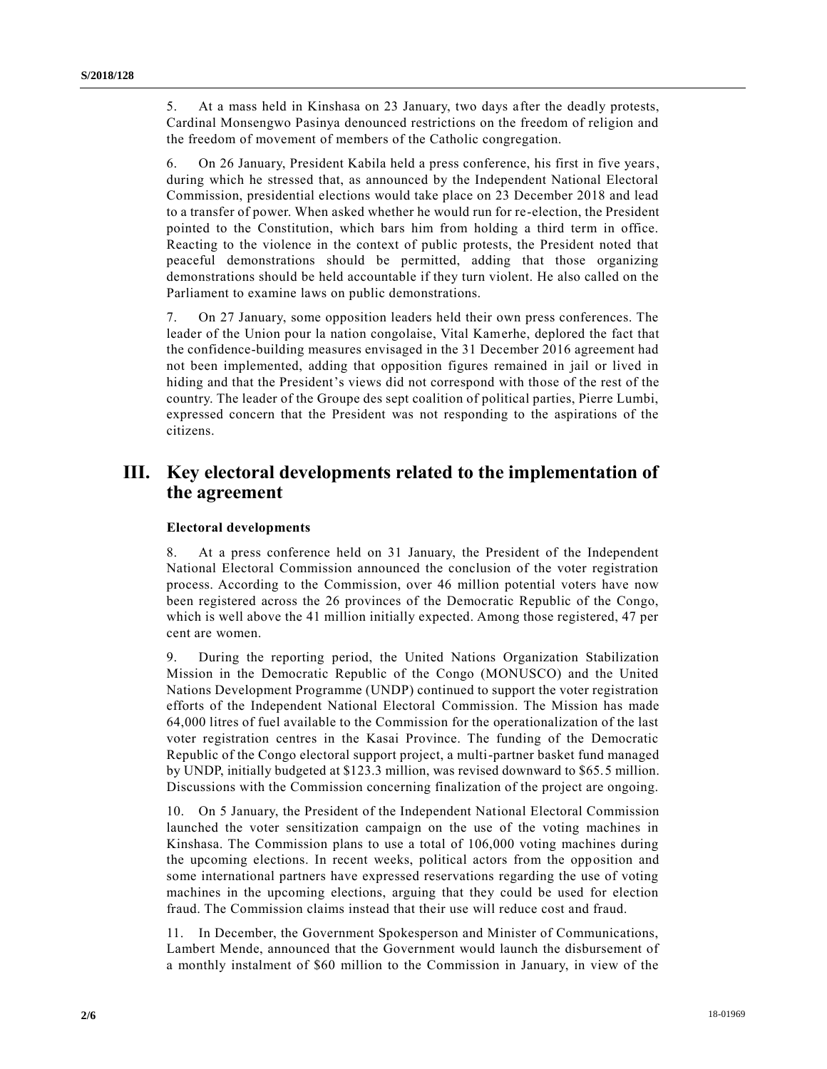5. At a mass held in Kinshasa on 23 January, two days after the deadly protests, Cardinal Monsengwo Pasinya denounced restrictions on the freedom of religion and the freedom of movement of members of the Catholic congregation.

6. On 26 January, President Kabila held a press conference, his first in five years, during which he stressed that, as announced by the Independent National Electoral Commission, presidential elections would take place on 23 December 2018 and lead to a transfer of power. When asked whether he would run for re-election, the President pointed to the Constitution, which bars him from holding a third term in office. Reacting to the violence in the context of public protests, the President noted that peaceful demonstrations should be permitted, adding that those organizing demonstrations should be held accountable if they turn violent. He also called on the Parliament to examine laws on public demonstrations.

7. On 27 January, some opposition leaders held their own press conferences. The leader of the Union pour la nation congolaise, Vital Kamerhe, deplored the fact that the confidence-building measures envisaged in the 31 December 2016 agreement had not been implemented, adding that opposition figures remained in jail or lived in hiding and that the President's views did not correspond with those of the rest of the country. The leader of the Groupe des sept coalition of political parties, Pierre Lumbi, expressed concern that the President was not responding to the aspirations of the citizens.

## III. Key electoral developments related to the implementation of the agreement

### Electoral developments

8. At a press conference held on 31 January, the President of the Independent National Electoral Commission announced the conclusion of the voter registration process. According to the Commission, over 46 million potential voters have now been registered across the 26 provinces of the Democratic Republic of the Congo, which is well above the 41 million initially expected. Among those registered, 47 per cent are women.

9. During the reporting period, the United Nations Organization Stabilization Mission in the Democratic Republic of the Congo (MONUSCO) and the United Nations Development Programme (UNDP) continued to support the voter registration efforts of the Independent National Electoral Commission. The Mission has made 64,000 litres of fuel available to the Commission for the operationalization of the last voter registration centres in the Kasai Province. The funding of the Democratic Republic of the Congo electoral support project, a multi-partner basket fund managed by UNDP, initially budgeted at $123.3 million, was revised downward to $65.5 million. Discussions with the Commission concerning finalization of the project are ongoing.

10. On 5 January, the President of the Independent National Electoral Commission launched the voter sensitization campaign on the use of the voting machines in Kinshasa. The Commission plans to use a total of 106,000 voting machines during the upcoming elections. In recent weeks, political actors from the opposition and some international partners have expressed reservations regarding the use of voting machines in the upcoming elections, arguing that they could be used for election fraud. The Commission claims instead that their use will reduce cost and fraud.

11. In December, the Government Spokesperson and Minister of Communications, Lambert Mende, announced that the Government would launch the disbursement of a monthly instalment of $60 million to the Commission in January, in view of the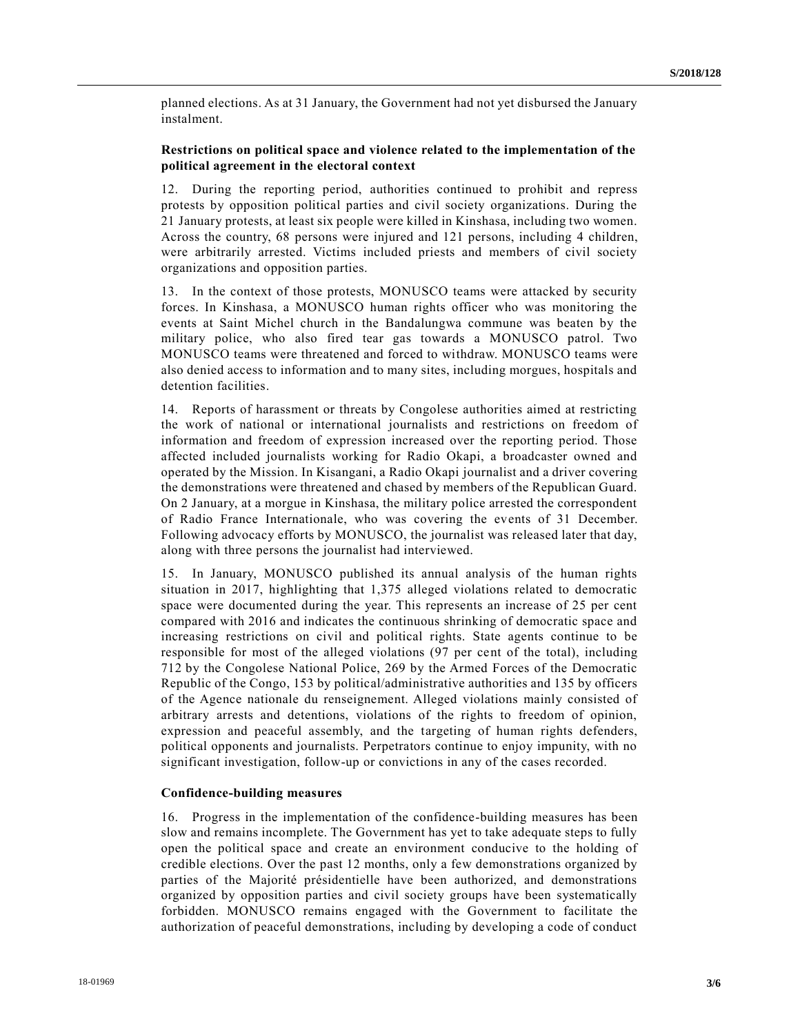planned elections. As at 31 January, the Government had not yet disbursed the January instalment.

### Restrictions on political space and violence related to the implementation of the political agreement in the electoral context

12. During the reporting period, authorities continued to prohibit and repress protests by opposition political parties and civil society organizations. During the 21 January protests, at least six people were killed in Kinshasa, including two women. Across the country, 68 persons were injured and 121 persons, including 4 children, were arbitrarily arrested. Victims included priests and members of civil society organizations and opposition parties.

13. In the context of those protests, MONUSCO teams were attacked by security forces. In Kinshasa, a MONUSCO human rights officer who was monitoring the events at Saint Michel church in the Bandalungwa commune was beaten by the military police, who also fired tear gas towards a MONUSCO patrol. Two MONUSCO teams were threatened and forced to withdraw. MONUSCO teams were also denied access to information and to many sites, including morgues, hospitals and detention facilities.

14. Reports of harassment or threats by Congolese authorities aimed at restricting the work of national or international journalists and restrictions on freedom of information and freedom of expression increased over the reporting period. Those affected included journalists working for Radio Okapi, a broadcaster owned and operated by the Mission. In Kisangani, a Radio Okapi journalist and a driver covering the demonstrations were threatened and chased by members of the Republican Guard. On 2 January, at a morgue in Kinshasa, the military police arrested the correspondent of Radio France Internationale, who was covering the events of 31 December. Following advocacy efforts by MONUSCO, the journalist was released later that day, along with three persons the journalist had interviewed.

15. In January, MONUSCO published its annual analysis of the human rights situation in 2017, highlighting that 1,375 alleged violations related to democratic space were documented during the year. This represents an increase of 25 per cent compared with 2016 and indicates the continuous shrinking of democratic space and increasing restrictions on civil and political rights. State agents continue to be responsible for most of the alleged violations (97 per cent of the total), including 712 by the Congolese National Police, 269 by the Armed Forces of the Democratic Republic of the Congo, 153 by political/administrative authorities and 135 by officers of the Agence nationale du renseignement. Alleged violations mainly consisted of arbitrary arrests and detentions, violations of the rights to freedom of opinion, expression and peaceful assembly, and the targeting of human rights defenders, political opponents and journalists. Perpetrators continue to enjoy impunity, with no significant investigation, follow-up or convictions in any of the cases recorded.

### Confidence-building measures

16. Progress in the implementation of the confidence-building measures has been slow and remains incomplete. The Government has yet to take adequate steps to fully open the political space and create an environment conducive to the holding of credible elections. Over the past 12 months, only a few demonstrations organized by parties of the Majorité présidentielle have been authorized, and demonstrations organized by opposition parties and civil society groups have been systematically forbidden. MONUSCO remains engaged with the Government to facilitate the authorization of peaceful demonstrations, including by developing a code of conduct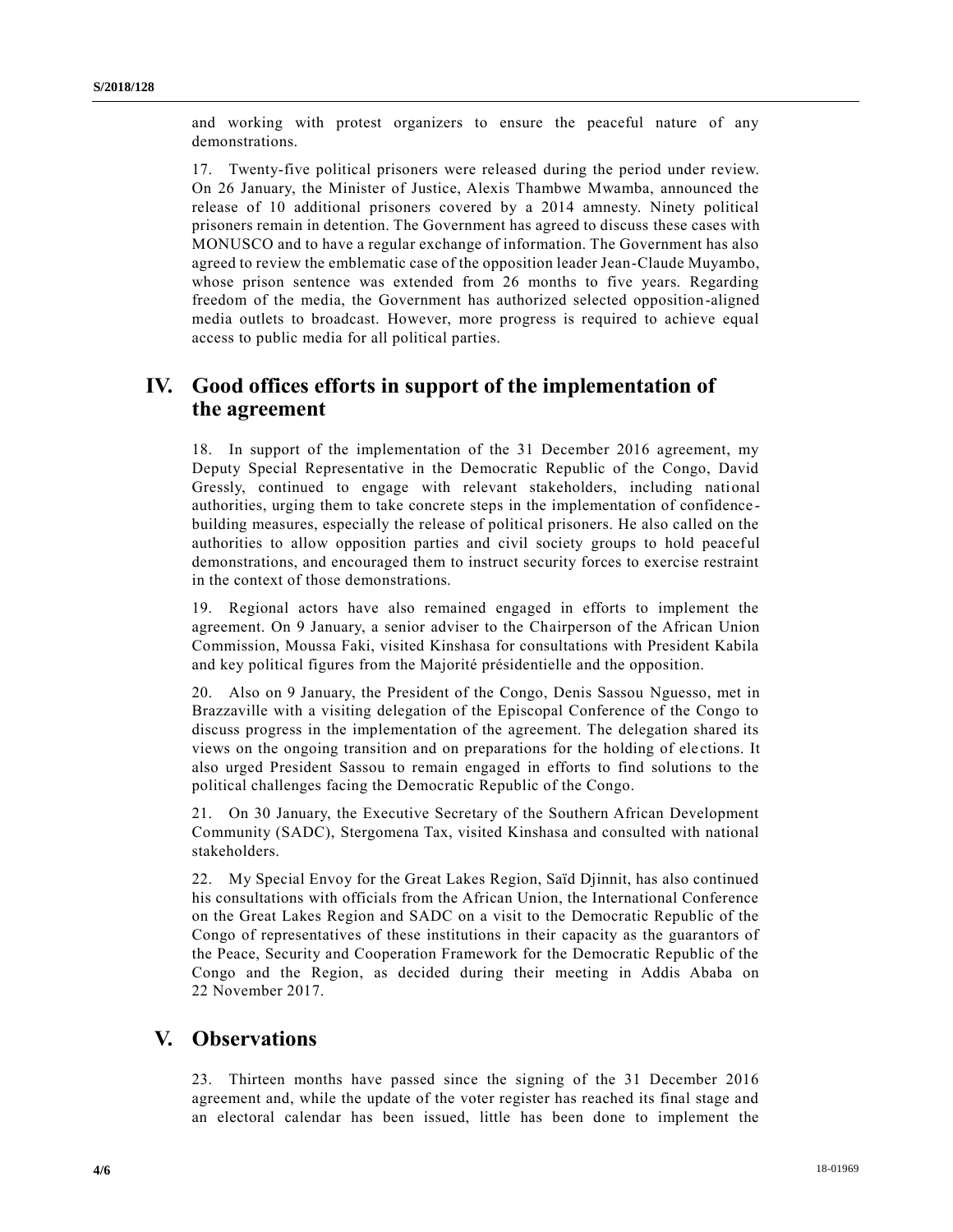and working with protest organizers to ensure the peaceful nature of any demonstrations.

17. Twenty-five political prisoners were released during the period under review. On 26 January, the Minister of Justice, Alexis Thambwe Mwamba, announced the release of 10 additional prisoners covered by a 2014 amnesty. Ninety political prisoners remain in detention. The Government has agreed to discuss these cases with MONUSCO and to have a regular exchange of information. The Government has also agreed to review the emblematic case of the opposition leader Jean-Claude Muyambo, whose prison sentence was extended from 26 months to five years. Regarding freedom of the media, the Government has authorized selected opposition-aligned media outlets to broadcast. However, more progress is required to achieve equal access to public media for all political parties.

## IV. Good offices efforts in support of the implementation of the agreement

18. In support of the implementation of the 31 December 2016 agreement, my Deputy Special Representative in the Democratic Republic of the Congo, David Gressly, continued to engage with relevant stakeholders, including national authorities, urging them to take concrete steps in the implementation of confidence-building measures, especially the release of political prisoners. He also called on the authorities to allow opposition parties and civil society groups to hold peaceful demonstrations, and encouraged them to instruct security forces to exercise restraint in the context of those demonstrations.

19. Regional actors have also remained engaged in efforts to implement the agreement. On 9 January, a senior adviser to the Chairperson of the African Union Commission, Moussa Faki, visited Kinshasa for consultations with President Kabila and key political figures from the Majorité présidentielle and the opposition.

20. Also on 9 January, the President of the Congo, Denis Sassou Nguesso, met in Brazzaville with a visiting delegation of the Episcopal Conference of the Congo to discuss progress in the implementation of the agreement. The delegation shared its views on the ongoing transition and on preparations for the holding of elections. It also urged President Sassou to remain engaged in efforts to find solutions to the political challenges facing the Democratic Republic of the Congo.

21. On 30 January, the Executive Secretary of the Southern African Development Community (SADC), Stergomena Tax, visited Kinshasa and consulted with national stakeholders.

22. My Special Envoy for the Great Lakes Region, Saïd Djinnit, has also continued his consultations with officials from the African Union, the International Conference on the Great Lakes Region and SADC on a visit to the Democratic Republic of the Congo of representatives of these institutions in their capacity as the guarantors of the Peace, Security and Cooperation Framework for the Democratic Republic of the Congo and the Region, as decided during their meeting in Addis Ababa on 22 November 2017.

## V. Observations

23. Thirteen months have passed since the signing of the 31 December 2016 agreement and, while the update of the voter register has reached its final stage and an electoral calendar has been issued, little has been done to implement the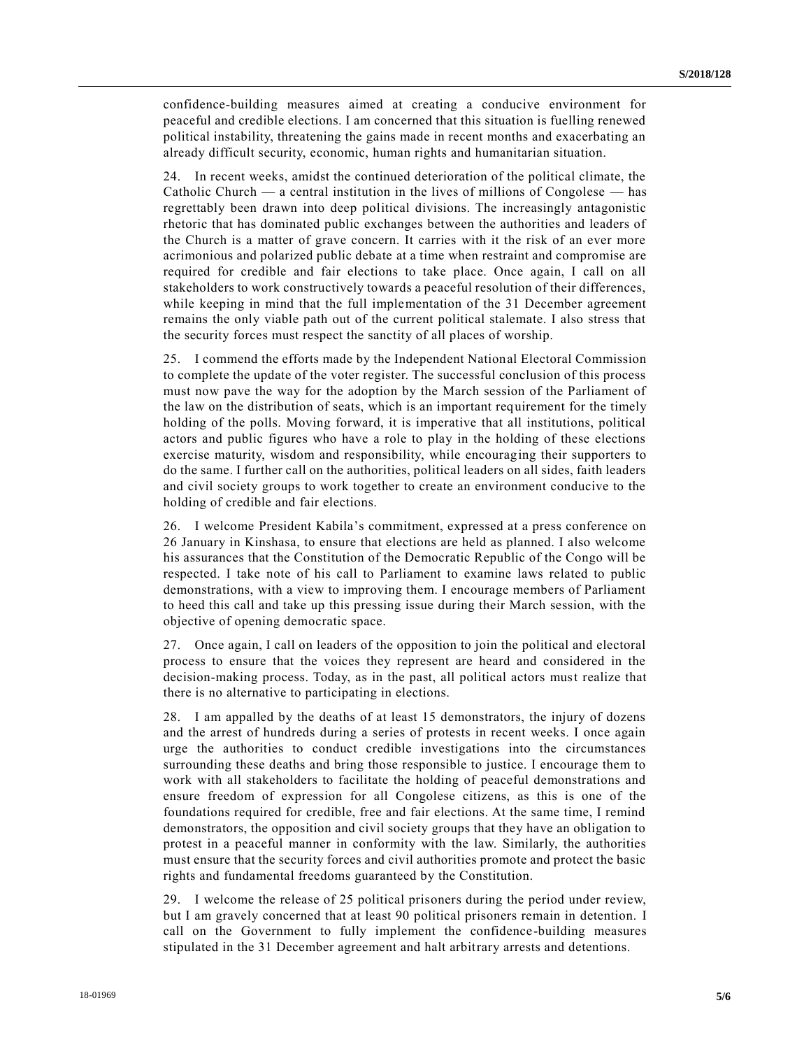confidence-building measures aimed at creating a conducive environment for peaceful and credible elections. I am concerned that this situation is fuelling renewed political instability, threatening the gains made in recent months and exacerbating an already difficult security, economic, human rights and humanitarian situation.

24. In recent weeks, amidst the continued deterioration of the political climate, the Catholic Church — a central institution in the lives of millions of Congolese — has regrettably been drawn into deep political divisions. The increasingly antagonistic rhetoric that has dominated public exchanges between the authorities and leaders of the Church is a matter of grave concern. It carries with it the risk of an ever more acrimonious and polarized public debate at a time when restraint and compromise are required for credible and fair elections to take place. Once again, I call on all stakeholders to work constructively towards a peaceful resolution of their differences, while keeping in mind that the full implementation of the 31 December agreement remains the only viable path out of the current political stalemate. I also stress that the security forces must respect the sanctity of all places of worship.

25. I commend the efforts made by the Independent National Electoral Commission to complete the update of the voter register. The successful conclusion of this process must now pave the way for the adoption by the March session of the Parliament of the law on the distribution of seats, which is an important requirement for the timely holding of the polls. Moving forward, it is imperative that all institutions, political actors and public figures who have a role to play in the holding of these elections exercise maturity, wisdom and responsibility, while encouraging their supporters to do the same. I further call on the authorities, political leaders on all sides, faith leaders and civil society groups to work together to create an environment conducive to the holding of credible and fair elections.

26. I welcome President Kabila's commitment, expressed at a press conference on 26 January in Kinshasa, to ensure that elections are held as planned. I also welcome his assurances that the Constitution of the Democratic Republic of the Congo will be respected. I take note of his call to Parliament to examine laws related to public demonstrations, with a view to improving them. I encourage members of Parliament to heed this call and take up this pressing issue during their March session, with the objective of opening democratic space.

27. Once again, I call on leaders of the opposition to join the political and electoral process to ensure that the voices they represent are heard and considered in the decision-making process. Today, as in the past, all political actors must realize that there is no alternative to participating in elections.

28. I am appalled by the deaths of at least 15 demonstrators, the injury of dozens and the arrest of hundreds during a series of protests in recent weeks. I once again urge the authorities to conduct credible investigations into the circumstances surrounding these deaths and bring those responsible to justice. I encourage them to work with all stakeholders to facilitate the holding of peaceful demonstrations and ensure freedom of expression for all Congolese citizens, as this is one of the foundations required for credible, free and fair elections. At the same time, I remind demonstrators, the opposition and civil society groups that they have an obligation to protest in a peaceful manner in conformity with the law. Similarly, the authorities must ensure that the security forces and civil authorities promote and protect the basic rights and fundamental freedoms guaranteed by the Constitution.

29. I welcome the release of 25 political prisoners during the period under review, but I am gravely concerned that at least 90 political prisoners remain in detention. I call on the Government to fully implement the confidence-building measures stipulated in the 31 December agreement and halt arbitrary arrests and detentions.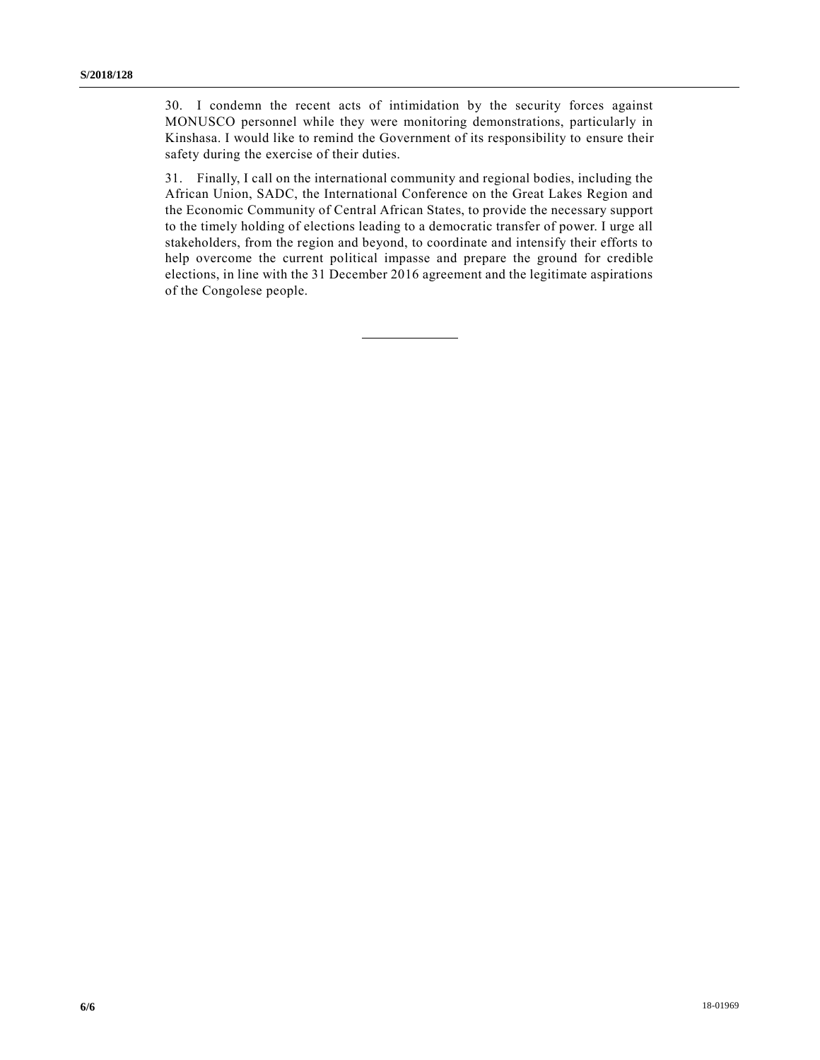30. I condemn the recent acts of intimidation by the security forces against MONUSCO personnel while they were monitoring demonstrations, particularly in Kinshasa. I would like to remind the Government of its responsibility to ensure their safety during the exercise of their duties.

31. Finally, I call on the international community and regional bodies, including the African Union, SADC, the International Conference on the Great Lakes Region and the Economic Community of Central African States, to provide the necessary support to the timely holding of elections leading to a democratic transfer of power. I urge all stakeholders, from the region and beyond, to coordinate and intensify their efforts to help overcome the current political impasse and prepare the ground for credible elections, in line with the 31 December 2016 agreement and the legitimate aspirations of the Congolese people.